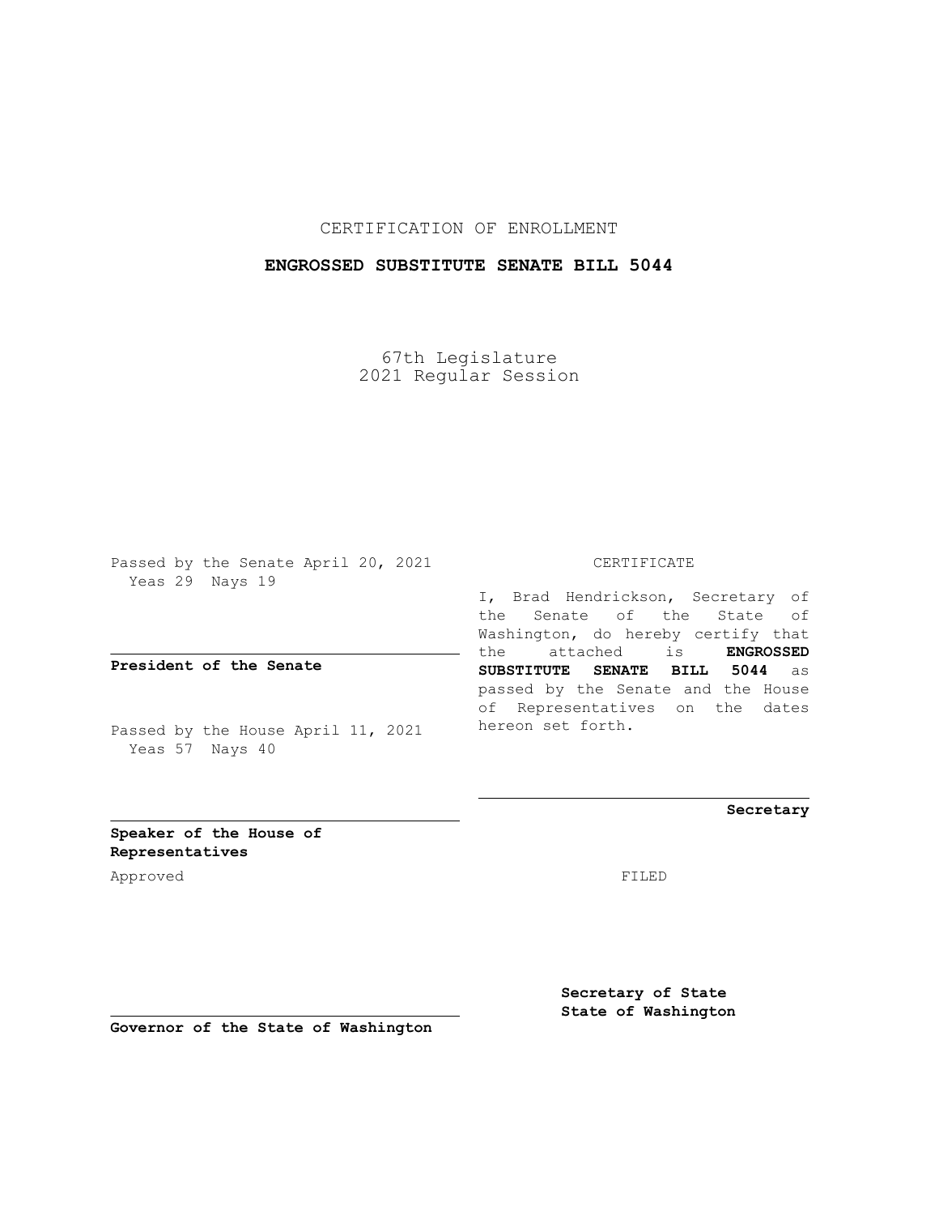CERTIFICATION OF ENROLLMENT

**ENGROSSED SUBSTITUTE SENATE BILL 5044**

67th Legislature
2021 Regular Session

Passed by the Senate April 20, 2021
Yeas 29 Nays 19

**President of the Senate**

Passed by the House April 11, 2021
Yeas 57 Nays 40

**Speaker of the House of Representatives**

Approved

**Governor of the State of Washington**

CERTIFICATE

I, Brad Hendrickson, Secretary of the Senate of the State of Washington, do hereby certify that the attached is **ENGROSSED SUBSTITUTE SENATE BILL 5044** as passed by the Senate and the House of Representatives on the dates hereon set forth.

**Secretary**

FILED

**Secretary of State**
**State of Washington**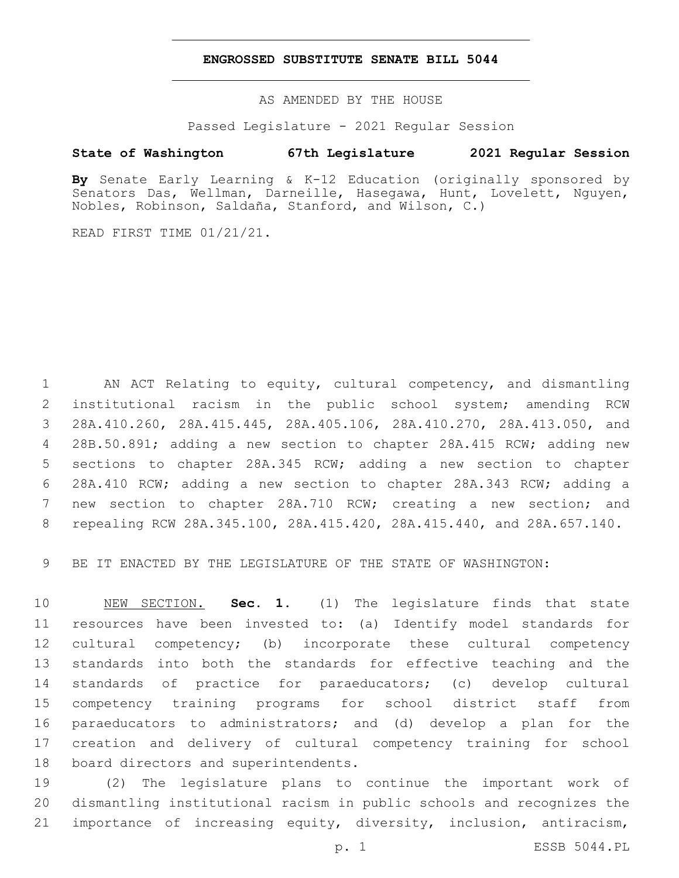# ENGROSSED SUBSTITUTE SENATE BILL 5044

AS AMENDED BY THE HOUSE

Passed Legislature - 2021 Regular Session

**State of Washington 67th Legislature 2021 Regular Session**

**By** Senate Early Learning & K-12 Education (originally sponsored by Senators Das, Wellman, Darneille, Hasegawa, Hunt, Lovelett, Nguyen, Nobles, Robinson, Saldaña, Stanford, and Wilson, C.)

READ FIRST TIME 01/21/21.

AN ACT Relating to equity, cultural competency, and dismantling institutional racism in the public school system; amending RCW 28A.410.260, 28A.415.445, 28A.405.106, 28A.410.270, 28A.413.050, and 28B.50.891; adding a new section to chapter 28A.415 RCW; adding new sections to chapter 28A.345 RCW; adding a new section to chapter 28A.410 RCW; adding a new section to chapter 28A.343 RCW; adding a new section to chapter 28A.710 RCW; creating a new section; and repealing RCW 28A.345.100, 28A.415.420, 28A.415.440, and 28A.657.140.

BE IT ENACTED BY THE LEGISLATURE OF THE STATE OF WASHINGTON:

NEW SECTION. **Sec. 1.** (1) The legislature finds that state resources have been invested to: (a) Identify model standards for cultural competency; (b) incorporate these cultural competency standards into both the standards for effective teaching and the standards of practice for paraeducators; (c) develop cultural competency training programs for school district staff from paraeducators to administrators; and (d) develop a plan for the creation and delivery of cultural competency training for school board directors and superintendents.

(2) The legislature plans to continue the important work of dismantling institutional racism in public schools and recognizes the importance of increasing equity, diversity, inclusion, antiracism,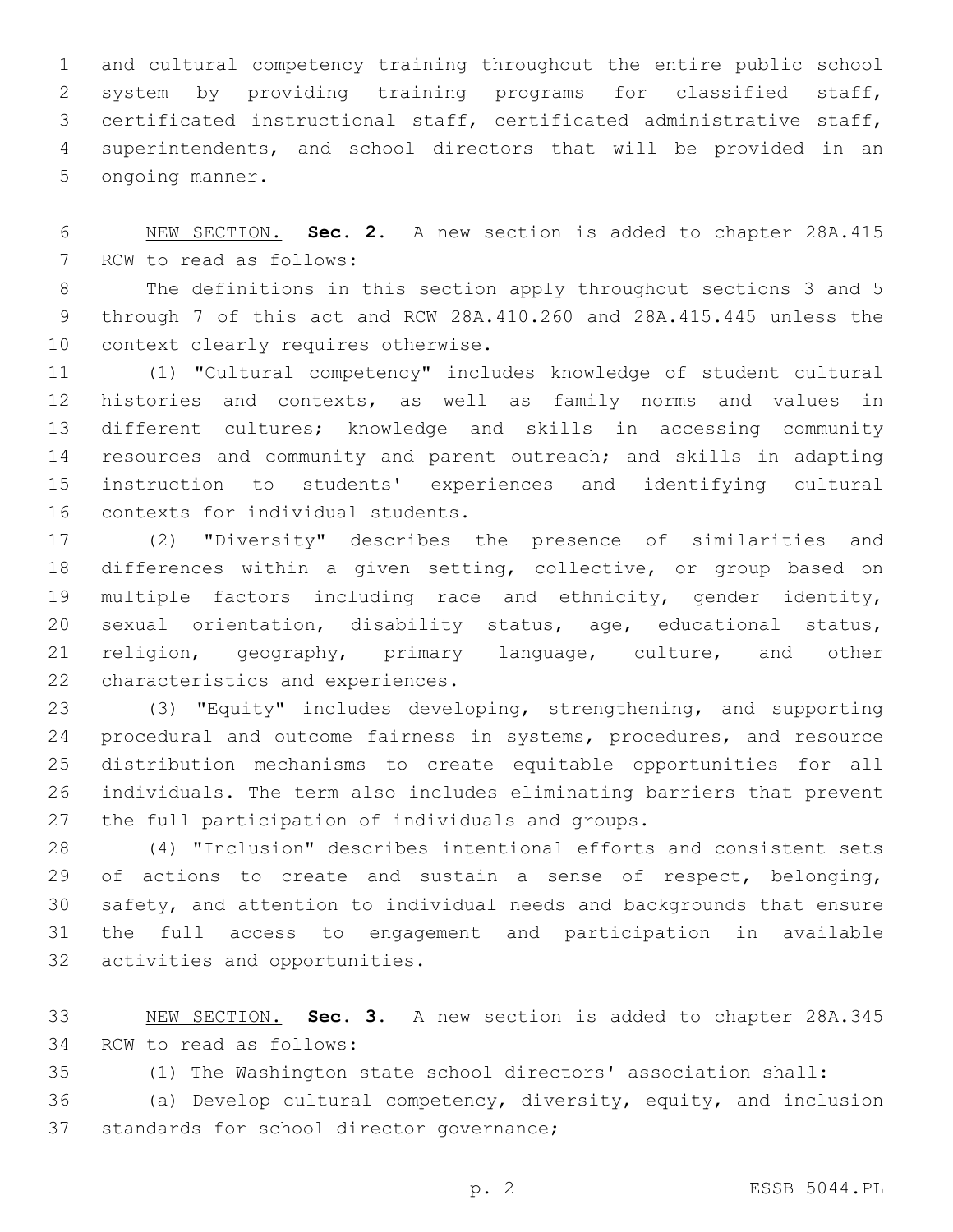and cultural competency training throughout the entire public school system by providing training programs for classified staff, certificated instructional staff, certificated administrative staff, superintendents, and school directors that will be provided in an ongoing manner.

NEW SECTION. **Sec. 2.** A new section is added to chapter 28A.415 RCW to read as follows:

The definitions in this section apply throughout sections 3 and 5 through 7 of this act and RCW 28A.410.260 and 28A.415.445 unless the context clearly requires otherwise.

(1) "Cultural competency" includes knowledge of student cultural histories and contexts, as well as family norms and values in different cultures; knowledge and skills in accessing community resources and community and parent outreach; and skills in adapting instruction to students' experiences and identifying cultural contexts for individual students.

(2) "Diversity" describes the presence of similarities and differences within a given setting, collective, or group based on multiple factors including race and ethnicity, gender identity, sexual orientation, disability status, age, educational status, religion, geography, primary language, culture, and other characteristics and experiences.

(3) "Equity" includes developing, strengthening, and supporting procedural and outcome fairness in systems, procedures, and resource distribution mechanisms to create equitable opportunities for all individuals. The term also includes eliminating barriers that prevent the full participation of individuals and groups.

(4) "Inclusion" describes intentional efforts and consistent sets of actions to create and sustain a sense of respect, belonging, safety, and attention to individual needs and backgrounds that ensure the full access to engagement and participation in available activities and opportunities.

NEW SECTION. **Sec. 3.** A new section is added to chapter 28A.345 RCW to read as follows:

(1) The Washington state school directors' association shall:

(a) Develop cultural competency, diversity, equity, and inclusion standards for school director governance;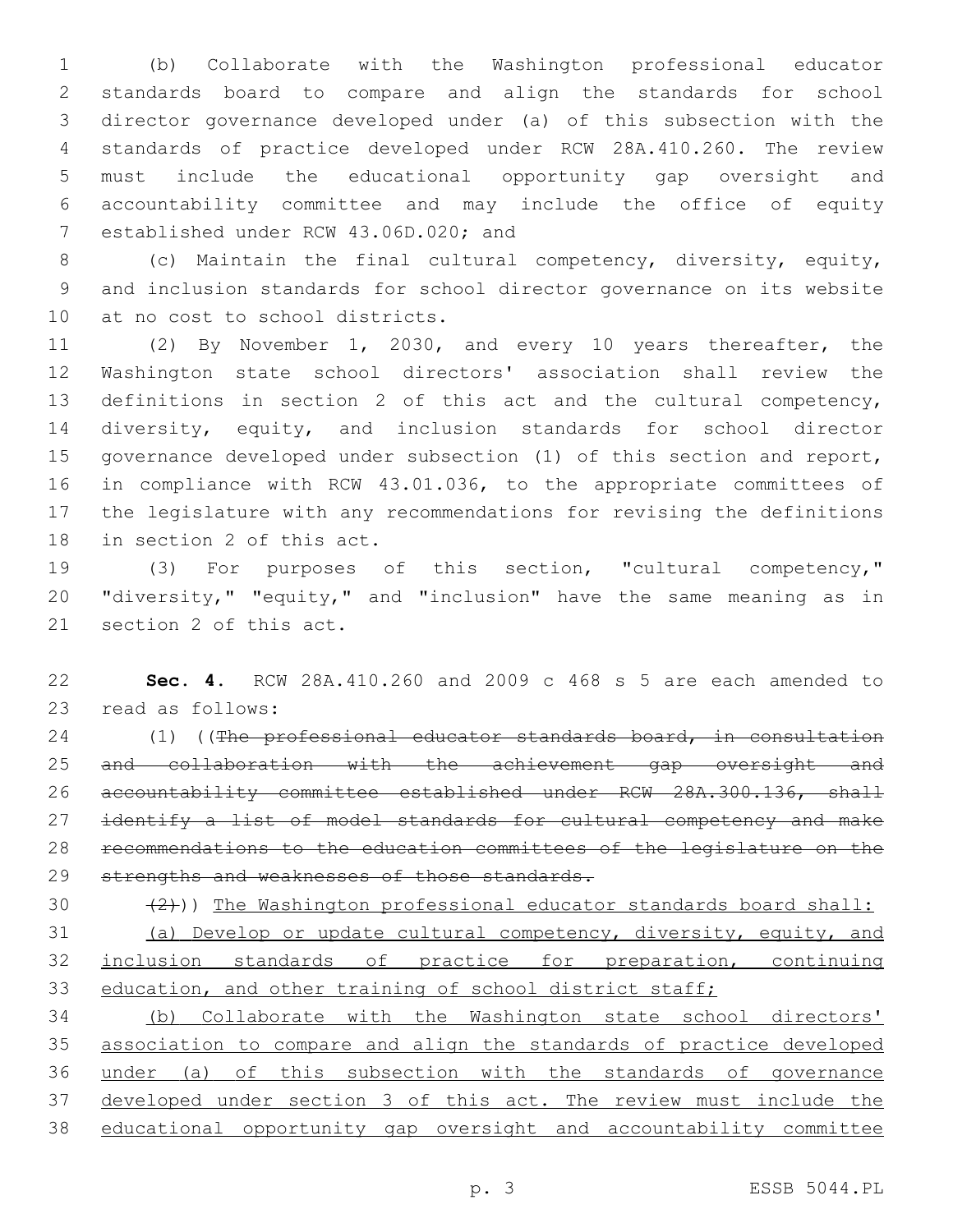(b) Collaborate with the Washington professional educator standards board to compare and align the standards for school director governance developed under (a) of this subsection with the standards of practice developed under RCW 28A.410.260. The review must include the educational opportunity gap oversight and accountability committee and may include the office of equity established under RCW 43.06D.020; and

(c) Maintain the final cultural competency, diversity, equity, and inclusion standards for school director governance on its website at no cost to school districts.

(2) By November 1, 2030, and every 10 years thereafter, the Washington state school directors' association shall review the definitions in section 2 of this act and the cultural competency, diversity, equity, and inclusion standards for school director governance developed under subsection (1) of this section and report, in compliance with RCW 43.01.036, to the appropriate committees of the legislature with any recommendations for revising the definitions in section 2 of this act.

(3) For purposes of this section, "cultural competency," "diversity," "equity," and "inclusion" have the same meaning as in section 2 of this act.

**Sec. 4.** RCW 28A.410.260 and 2009 c 468 s 5 are each amended to read as follows:

(1) ((~~The professional educator standards board, in consultation and collaboration with the achievement gap oversight and accountability committee established under RCW 28A.300.136, shall identify a list of model standards for cultural competency and make recommendations to the education committees of the legislature on the strengths and weaknesses of those standards.~~

~~(2)~~)) The Washington professional educator standards board shall:

(a) Develop or update cultural competency, diversity, equity, and inclusion standards of practice for preparation, continuing education, and other training of school district staff;

(b) Collaborate with the Washington state school directors' association to compare and align the standards of practice developed under (a) of this subsection with the standards of governance developed under section 3 of this act. The review must include the educational opportunity gap oversight and accountability committee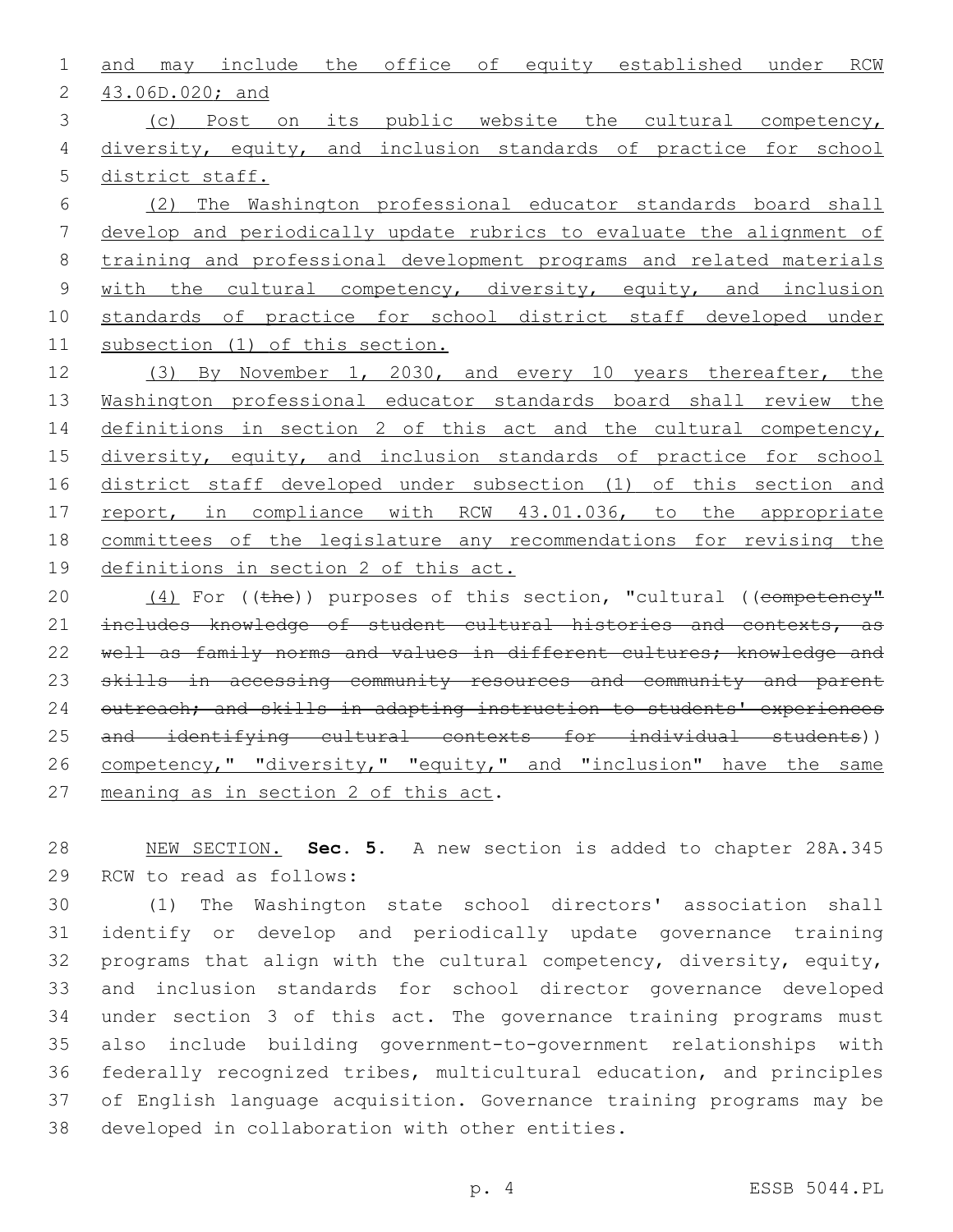and may include the office of equity established under RCW 43.06D.020; and

(c) Post on its public website the cultural competency, diversity, equity, and inclusion standards of practice for school district staff.

(2) The Washington professional educator standards board shall develop and periodically update rubrics to evaluate the alignment of training and professional development programs and related materials with the cultural competency, diversity, equity, and inclusion standards of practice for school district staff developed under subsection (1) of this section.

(3) By November 1, 2030, and every 10 years thereafter, the Washington professional educator standards board shall review the definitions in section 2 of this act and the cultural competency, diversity, equity, and inclusion standards of practice for school district staff developed under subsection (1) of this section and report, in compliance with RCW 43.01.036, to the appropriate committees of the legislature any recommendations for revising the definitions in section 2 of this act.

(4) For ((~~the~~)) purposes of this section, "cultural ((~~competency" includes knowledge of student cultural histories and contexts, as well as family norms and values in different cultures; knowledge and skills in accessing community resources and community and parent outreach; and skills in adapting instruction to students' experiences and identifying cultural contexts for individual students~~)) competency," "diversity," "equity," and "inclusion" have the same meaning as in section 2 of this act.

NEW SECTION. **Sec. 5.** A new section is added to chapter 28A.345 RCW to read as follows:

(1) The Washington state school directors' association shall identify or develop and periodically update governance training programs that align with the cultural competency, diversity, equity, and inclusion standards for school director governance developed under section 3 of this act. The governance training programs must also include building government-to-government relationships with federally recognized tribes, multicultural education, and principles of English language acquisition. Governance training programs may be developed in collaboration with other entities.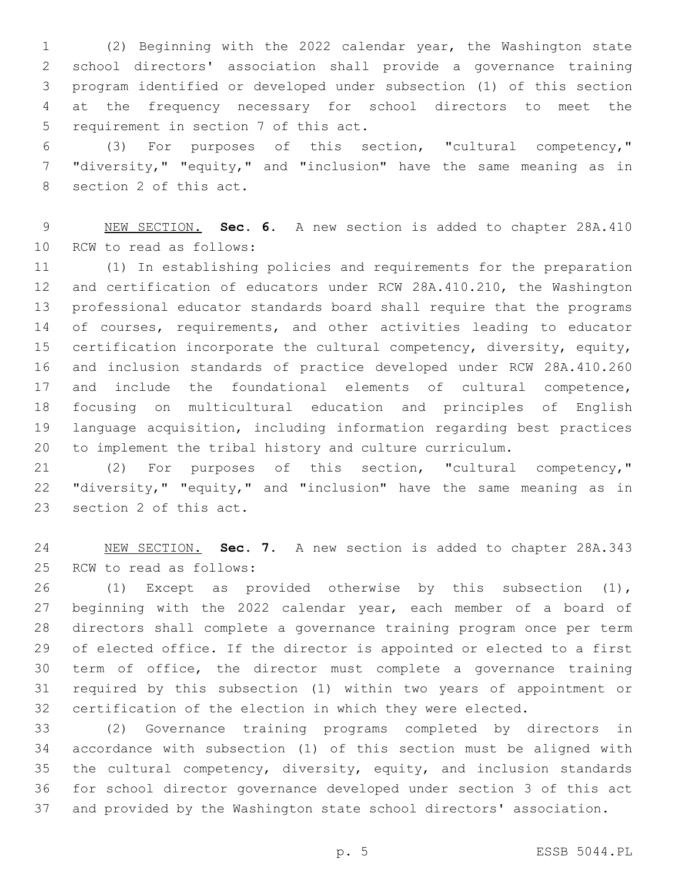(2) Beginning with the 2022 calendar year, the Washington state school directors' association shall provide a governance training program identified or developed under subsection (1) of this section at the frequency necessary for school directors to meet the requirement in section 7 of this act.

(3) For purposes of this section, "cultural competency," "diversity," "equity," and "inclusion" have the same meaning as in section 2 of this act.

NEW SECTION. **Sec. 6.** A new section is added to chapter 28A.410 RCW to read as follows:

(1) In establishing policies and requirements for the preparation and certification of educators under RCW 28A.410.210, the Washington professional educator standards board shall require that the programs of courses, requirements, and other activities leading to educator certification incorporate the cultural competency, diversity, equity, and inclusion standards of practice developed under RCW 28A.410.260 and include the foundational elements of cultural competence, focusing on multicultural education and principles of English language acquisition, including information regarding best practices to implement the tribal history and culture curriculum.

(2) For purposes of this section, "cultural competency," "diversity," "equity," and "inclusion" have the same meaning as in section 2 of this act.

NEW SECTION. **Sec. 7.** A new section is added to chapter 28A.343 RCW to read as follows:

(1) Except as provided otherwise by this subsection (1), beginning with the 2022 calendar year, each member of a board of directors shall complete a governance training program once per term of elected office. If the director is appointed or elected to a first term of office, the director must complete a governance training required by this subsection (1) within two years of appointment or certification of the election in which they were elected.

(2) Governance training programs completed by directors in accordance with subsection (1) of this section must be aligned with the cultural competency, diversity, equity, and inclusion standards for school director governance developed under section 3 of this act and provided by the Washington state school directors' association.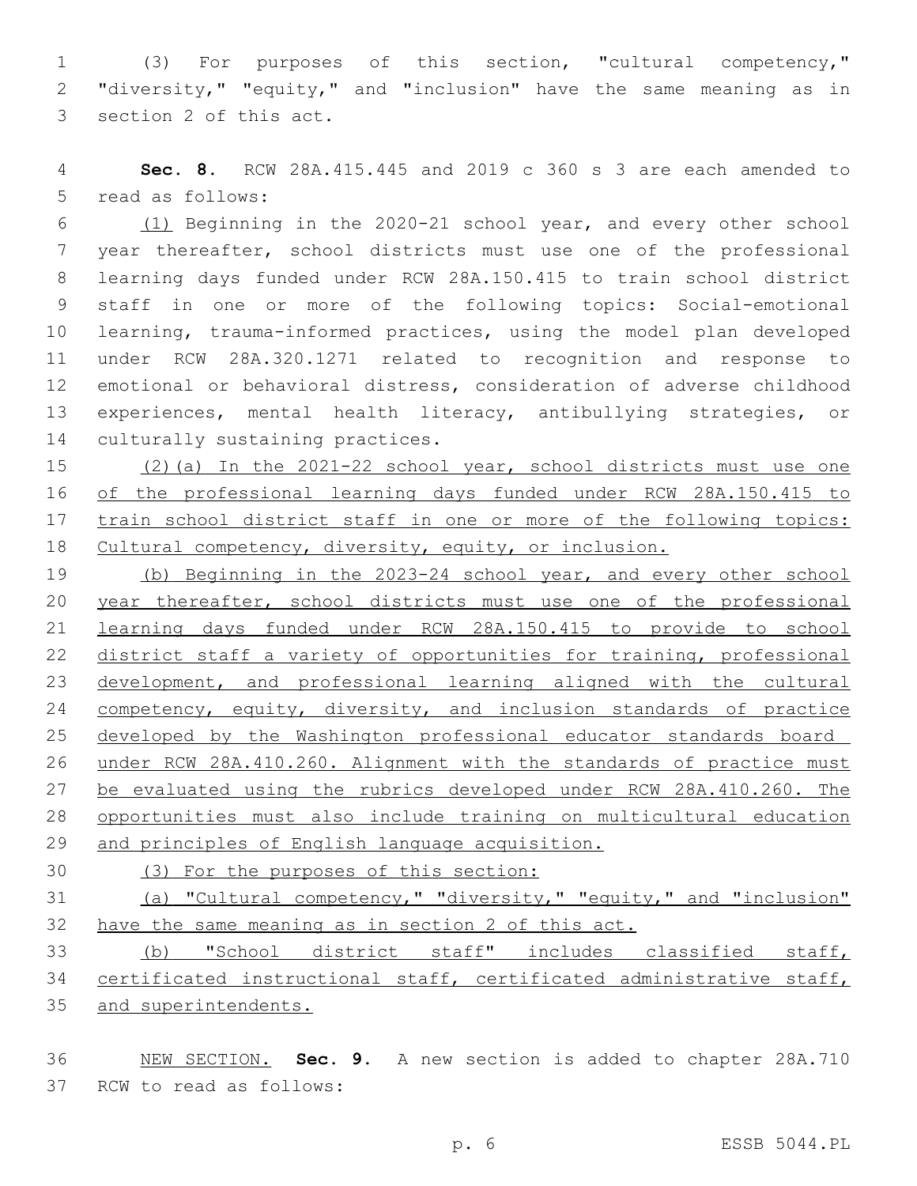(3) For purposes of this section, "cultural competency," "diversity," "equity," and "inclusion" have the same meaning as in section 2 of this act.

**Sec. 8.** RCW 28A.415.445 and 2019 c 360 s 3 are each amended to read as follows:

<u>(1)</u> Beginning in the 2020-21 school year, and every other school year thereafter, school districts must use one of the professional learning days funded under RCW 28A.150.415 to train school district staff in one or more of the following topics: Social-emotional learning, trauma-informed practices, using the model plan developed under RCW 28A.320.1271 related to recognition and response to emotional or behavioral distress, consideration of adverse childhood experiences, mental health literacy, antibullying strategies, or culturally sustaining practices.

<u>(2)(a) In the 2021-22 school year, school districts must use one of the professional learning days funded under RCW 28A.150.415 to train school district staff in one or more of the following topics: Cultural competency, diversity, equity, or inclusion.</u>

<u>(b) Beginning in the 2023-24 school year, and every other school year thereafter, school districts must use one of the professional learning days funded under RCW 28A.150.415 to provide to school district staff a variety of opportunities for training, professional development, and professional learning aligned with the cultural competency, equity, diversity, and inclusion standards of practice developed by the Washington professional educator standards board under RCW 28A.410.260. Alignment with the standards of practice must be evaluated using the rubrics developed under RCW 28A.410.260. The opportunities must also include training on multicultural education and principles of English language acquisition.</u>

<u>(3) For the purposes of this section:</u>

<u>(a) "Cultural competency," "diversity," "equity," and "inclusion" have the same meaning as in section 2 of this act.</u>

<u>(b) "School district staff" includes classified staff, certificated instructional staff, certificated administrative staff, and superintendents.</u>

<u>NEW SECTION.</u> **Sec. 9.** A new section is added to chapter 28A.710 RCW to read as follows: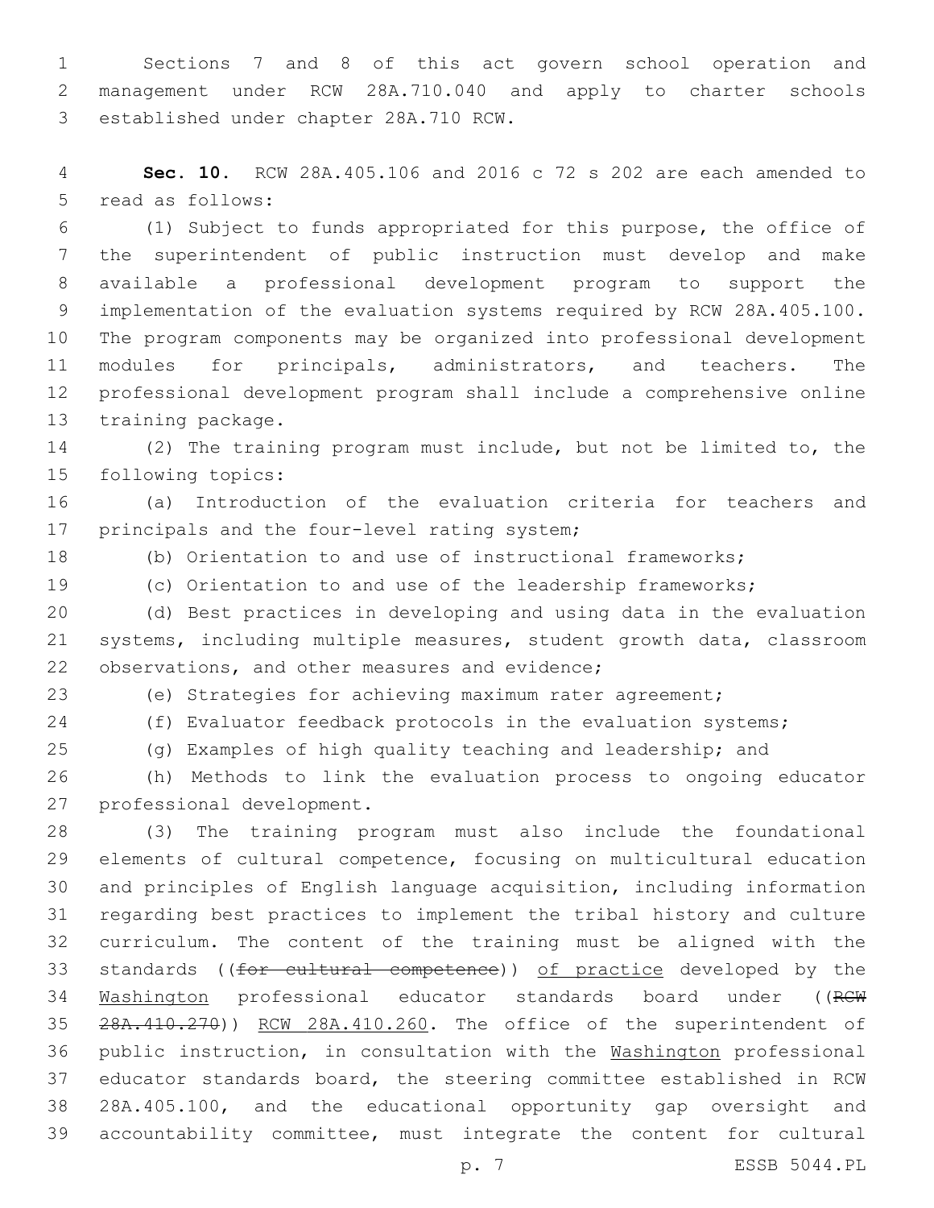Sections 7 and 8 of this act govern school operation and management under RCW 28A.710.040 and apply to charter schools established under chapter 28A.710 RCW.

**Sec. 10.** RCW 28A.405.106 and 2016 c 72 s 202 are each amended to read as follows:

(1) Subject to funds appropriated for this purpose, the office of the superintendent of public instruction must develop and make available a professional development program to support the implementation of the evaluation systems required by RCW 28A.405.100. The program components may be organized into professional development modules for principals, administrators, and teachers. The professional development program shall include a comprehensive online training package.

(2) The training program must include, but not be limited to, the following topics:

(a) Introduction of the evaluation criteria for teachers and principals and the four-level rating system;

(b) Orientation to and use of instructional frameworks;

(c) Orientation to and use of the leadership frameworks;

(d) Best practices in developing and using data in the evaluation systems, including multiple measures, student growth data, classroom observations, and other measures and evidence;

(e) Strategies for achieving maximum rater agreement;

(f) Evaluator feedback protocols in the evaluation systems;

(g) Examples of high quality teaching and leadership; and

(h) Methods to link the evaluation process to ongoing educator professional development.

(3) The training program must also include the foundational elements of cultural competence, focusing on multicultural education and principles of English language acquisition, including information regarding best practices to implement the tribal history and culture curriculum. The content of the training must be aligned with the standards ((~~for cultural competence~~)) <u>of practice</u> developed by the <u>Washington</u> professional educator standards board under ((~~RCW 28A.410.270~~)) <u>RCW 28A.410.260</u>. The office of the superintendent of public instruction, in consultation with the <u>Washington</u> professional educator standards board, the steering committee established in RCW 28A.405.100, and the educational opportunity gap oversight and accountability committee, must integrate the content for cultural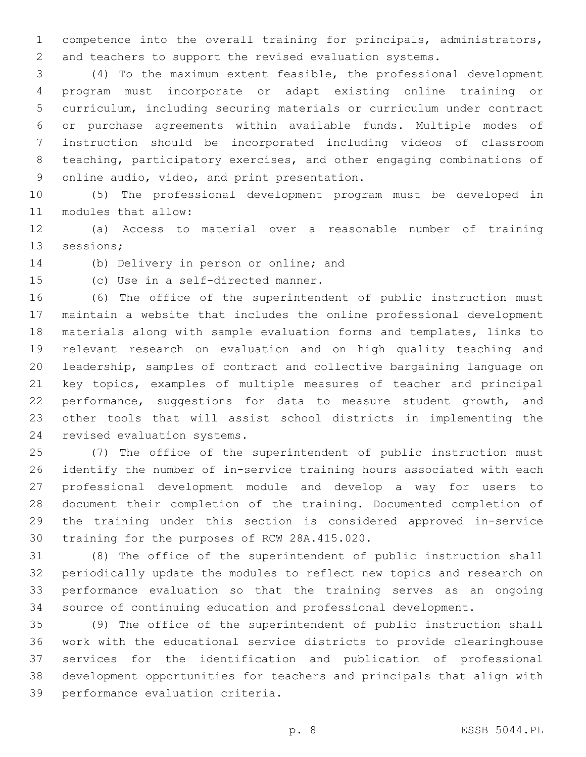competence into the overall training for principals, administrators, and teachers to support the revised evaluation systems.

(4) To the maximum extent feasible, the professional development program must incorporate or adapt existing online training or curriculum, including securing materials or curriculum under contract or purchase agreements within available funds. Multiple modes of instruction should be incorporated including videos of classroom teaching, participatory exercises, and other engaging combinations of online audio, video, and print presentation.

(5) The professional development program must be developed in modules that allow:

(a) Access to material over a reasonable number of training sessions;

(b) Delivery in person or online; and

(c) Use in a self-directed manner.

(6) The office of the superintendent of public instruction must maintain a website that includes the online professional development materials along with sample evaluation forms and templates, links to relevant research on evaluation and on high quality teaching and leadership, samples of contract and collective bargaining language on key topics, examples of multiple measures of teacher and principal performance, suggestions for data to measure student growth, and other tools that will assist school districts in implementing the revised evaluation systems.

(7) The office of the superintendent of public instruction must identify the number of in-service training hours associated with each professional development module and develop a way for users to document their completion of the training. Documented completion of the training under this section is considered approved in-service training for the purposes of RCW 28A.415.020.

(8) The office of the superintendent of public instruction shall periodically update the modules to reflect new topics and research on performance evaluation so that the training serves as an ongoing source of continuing education and professional development.

(9) The office of the superintendent of public instruction shall work with the educational service districts to provide clearinghouse services for the identification and publication of professional development opportunities for teachers and principals that align with performance evaluation criteria.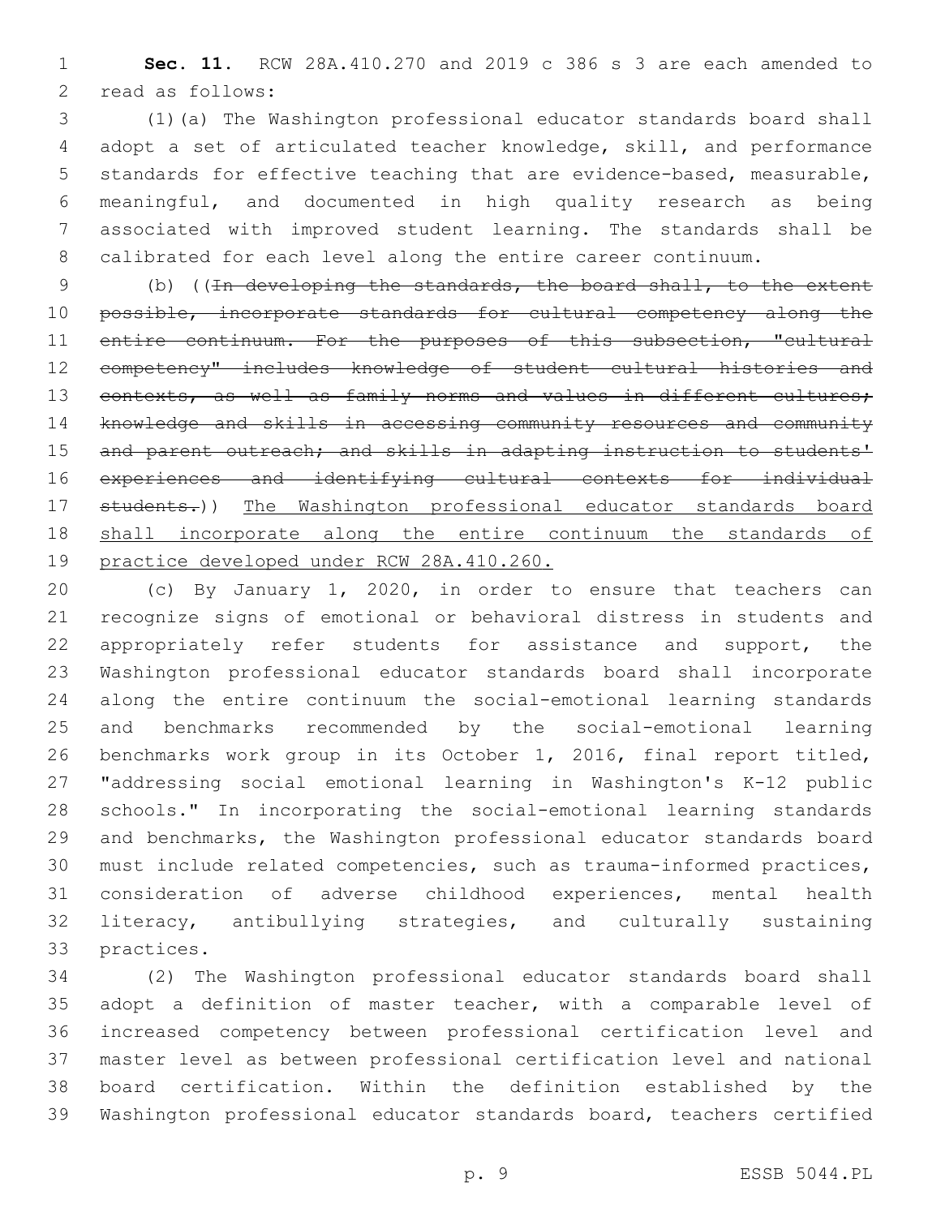**Sec. 11.** RCW 28A.410.270 and 2019 c 386 s 3 are each amended to read as follows:

(1)(a) The Washington professional educator standards board shall adopt a set of articulated teacher knowledge, skill, and performance standards for effective teaching that are evidence-based, measurable, meaningful, and documented in high quality research as being associated with improved student learning. The standards shall be calibrated for each level along the entire career continuum.

(b) ((~~In developing the standards, the board shall, to the extent possible, incorporate standards for cultural competency along the entire continuum. For the purposes of this subsection, "cultural competency" includes knowledge of student cultural histories and contexts, as well as family norms and values in different cultures; knowledge and skills in accessing community resources and community and parent outreach; and skills in adapting instruction to students' experiences and identifying cultural contexts for individual students.~~)) <u>The Washington professional educator standards board shall incorporate along the entire continuum the standards of practice developed under RCW 28A.410.260.</u>

(c) By January 1, 2020, in order to ensure that teachers can recognize signs of emotional or behavioral distress in students and appropriately refer students for assistance and support, the Washington professional educator standards board shall incorporate along the entire continuum the social-emotional learning standards and benchmarks recommended by the social-emotional learning benchmarks work group in its October 1, 2016, final report titled, "addressing social emotional learning in Washington's K-12 public schools." In incorporating the social-emotional learning standards and benchmarks, the Washington professional educator standards board must include related competencies, such as trauma-informed practices, consideration of adverse childhood experiences, mental health literacy, antibullying strategies, and culturally sustaining practices.

(2) The Washington professional educator standards board shall adopt a definition of master teacher, with a comparable level of increased competency between professional certification level and master level as between professional certification level and national board certification. Within the definition established by the Washington professional educator standards board, teachers certified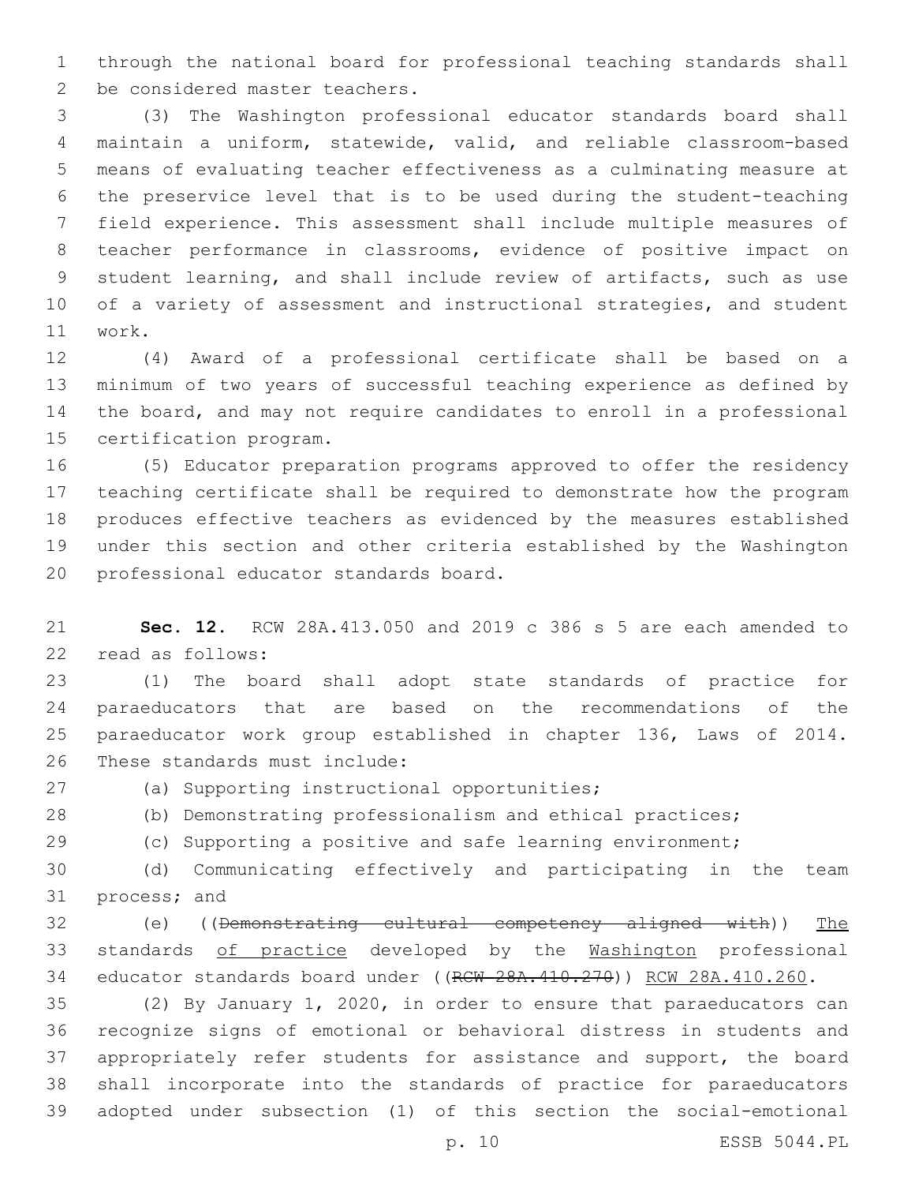through the national board for professional teaching standards shall be considered master teachers.

(3) The Washington professional educator standards board shall maintain a uniform, statewide, valid, and reliable classroom-based means of evaluating teacher effectiveness as a culminating measure at the preservice level that is to be used during the student-teaching field experience. This assessment shall include multiple measures of teacher performance in classrooms, evidence of positive impact on student learning, and shall include review of artifacts, such as use of a variety of assessment and instructional strategies, and student work.

(4) Award of a professional certificate shall be based on a minimum of two years of successful teaching experience as defined by the board, and may not require candidates to enroll in a professional certification program.

(5) Educator preparation programs approved to offer the residency teaching certificate shall be required to demonstrate how the program produces effective teachers as evidenced by the measures established under this section and other criteria established by the Washington professional educator standards board.

**Sec. 12.** RCW 28A.413.050 and 2019 c 386 s 5 are each amended to read as follows:

(1) The board shall adopt state standards of practice for paraeducators that are based on the recommendations of the paraeducator work group established in chapter 136, Laws of 2014. These standards must include:

(a) Supporting instructional opportunities;

(b) Demonstrating professionalism and ethical practices;

(c) Supporting a positive and safe learning environment;

(d) Communicating effectively and participating in the team process; and

(e) ((~~Demonstrating cultural competency aligned with~~)) <u>The</u> standards <u>of practice</u> developed by the <u>Washington</u> professional educator standards board under ((~~RCW 28A.410.270~~)) <u>RCW 28A.410.260</u>.

(2) By January 1, 2020, in order to ensure that paraeducators can recognize signs of emotional or behavioral distress in students and appropriately refer students for assistance and support, the board shall incorporate into the standards of practice for paraeducators adopted under subsection (1) of this section the social-emotional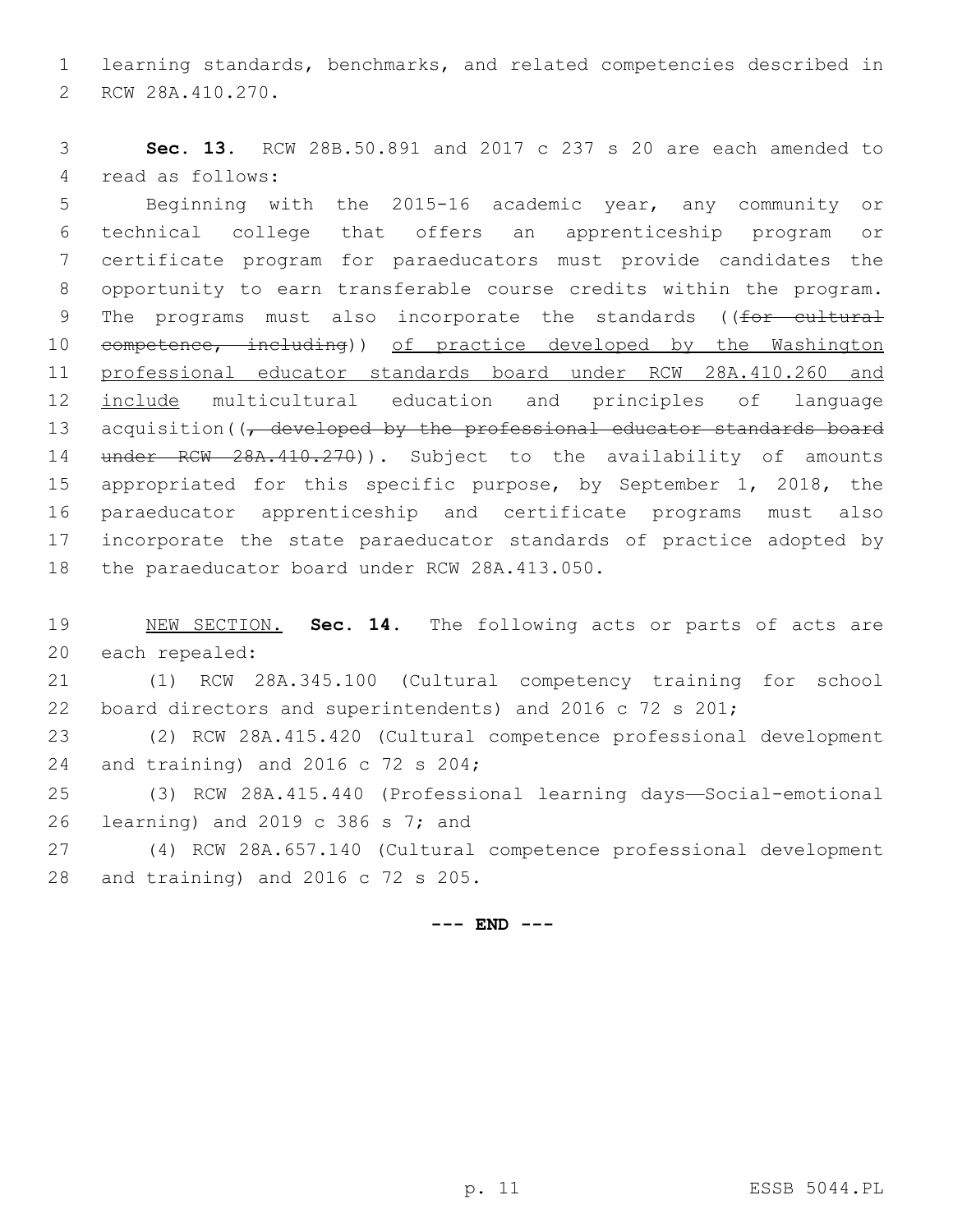learning standards, benchmarks, and related competencies described in RCW 28A.410.270.

**Sec. 13.** RCW 28B.50.891 and 2017 c 237 s 20 are each amended to read as follows:

Beginning with the 2015-16 academic year, any community or technical college that offers an apprenticeship program or certificate program for paraeducators must provide candidates the opportunity to earn transferable course credits within the program. The programs must also incorporate the standards ((~~for cultural competence, including~~)) <u>of practice developed by the Washington professional educator standards board under RCW 28A.410.260 and include</u> multicultural education and principles of language acquisition((~~, developed by the professional educator standards board under RCW 28A.410.270~~)). Subject to the availability of amounts appropriated for this specific purpose, by September 1, 2018, the paraeducator apprenticeship and certificate programs must also incorporate the state paraeducator standards of practice adopted by the paraeducator board under RCW 28A.413.050.

<u>NEW SECTION.</u> **Sec. 14.** The following acts or parts of acts are each repealed:

(1) RCW 28A.345.100 (Cultural competency training for school board directors and superintendents) and 2016 c 72 s 201;

(2) RCW 28A.415.420 (Cultural competence professional development and training) and 2016 c 72 s 204;

(3) RCW 28A.415.440 (Professional learning days—Social-emotional learning) and 2019 c 386 s 7; and

(4) RCW 28A.657.140 (Cultural competence professional development and training) and 2016 c 72 s 205.

**--- END ---**